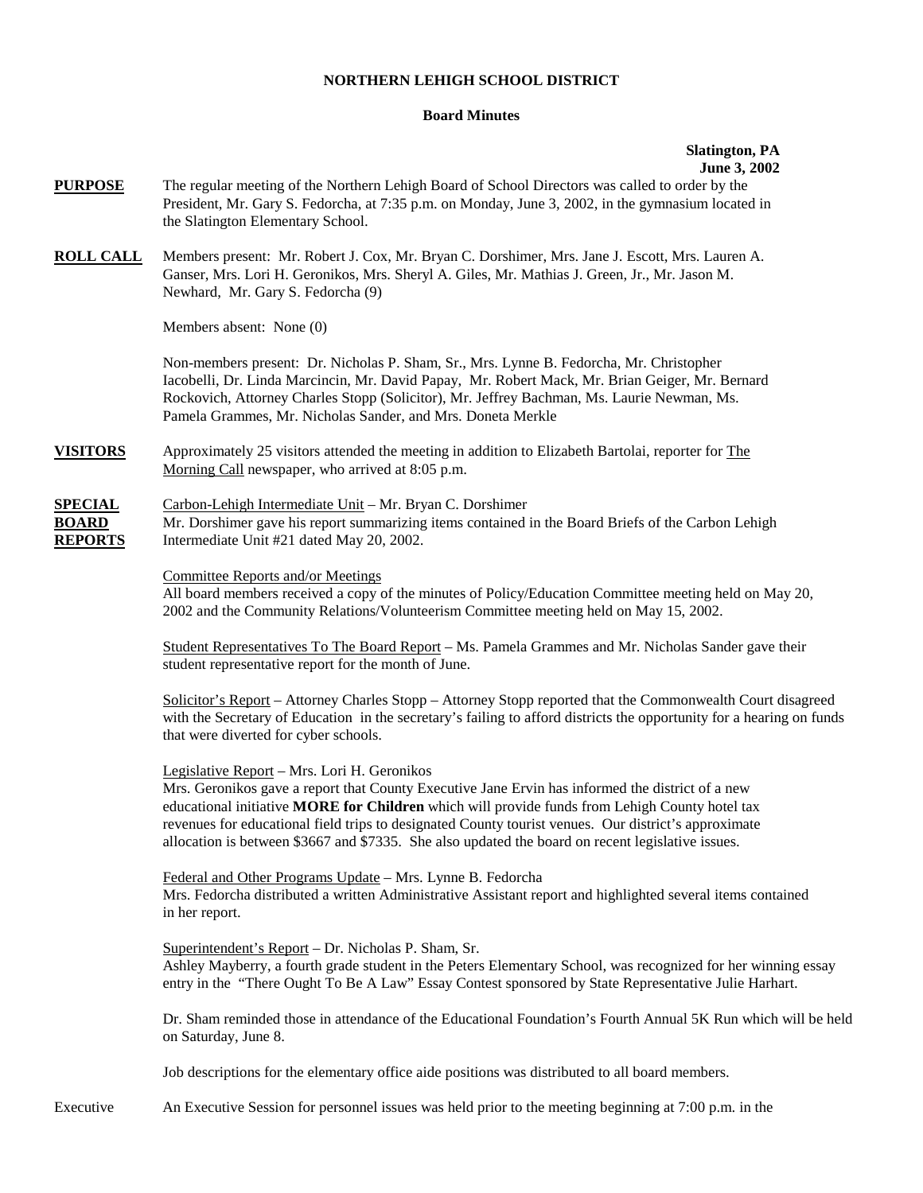**NORTHERN LEHIGH SCHOOL DISTRICT**

**Board Minutes**

**Slatington, PA**
**June 3, 2002**

**PURPOSE** The regular meeting of the Northern Lehigh Board of School Directors was called to order by the President, Mr. Gary S. Fedorcha, at 7:35 p.m. on Monday, June 3, 2002, in the gymnasium located in the Slatington Elementary School.

**ROLL CALL** Members present: Mr. Robert J. Cox, Mr. Bryan C. Dorshimer, Mrs. Jane J. Escott, Mrs. Lauren A. Ganser, Mrs. Lori H. Geronikos, Mrs. Sheryl A. Giles, Mr. Mathias J. Green, Jr., Mr. Jason M. Newhard, Mr. Gary S. Fedorcha (9)

Members absent: None (0)

Non-members present: Dr. Nicholas P. Sham, Sr., Mrs. Lynne B. Fedorcha, Mr. Christopher Iacobelli, Dr. Linda Marcincin, Mr. David Papay, Mr. Robert Mack, Mr. Brian Geiger, Mr. Bernard Rockovich, Attorney Charles Stopp (Solicitor), Mr. Jeffrey Bachman, Ms. Laurie Newman, Ms. Pamela Grammes, Mr. Nicholas Sander, and Mrs. Doneta Merkle

**VISITORS** Approximately 25 visitors attended the meeting in addition to Elizabeth Bartolai, reporter for The Morning Call newspaper, who arrived at 8:05 p.m.

**SPECIAL BOARD REPORTS** Carbon-Lehigh Intermediate Unit – Mr. Bryan C. Dorshimer
Mr. Dorshimer gave his report summarizing items contained in the Board Briefs of the Carbon Lehigh Intermediate Unit #21 dated May 20, 2002.

Committee Reports and/or Meetings
All board members received a copy of the minutes of Policy/Education Committee meeting held on May 20, 2002 and the Community Relations/Volunteerism Committee meeting held on May 15, 2002.

Student Representatives To The Board Report – Ms. Pamela Grammes and Mr. Nicholas Sander gave their student representative report for the month of June.

Solicitor's Report – Attorney Charles Stopp – Attorney Stopp reported that the Commonwealth Court disagreed with the Secretary of Education in the secretary's failing to afford districts the opportunity for a hearing on funds that were diverted for cyber schools.

Legislative Report – Mrs. Lori H. Geronikos
Mrs. Geronikos gave a report that County Executive Jane Ervin has informed the district of a new educational initiative **MORE for Children** which will provide funds from Lehigh County hotel tax revenues for educational field trips to designated County tourist venues. Our district's approximate allocation is between $3667 and $7335. She also updated the board on recent legislative issues.

Federal and Other Programs Update – Mrs. Lynne B. Fedorcha
Mrs. Fedorcha distributed a written Administrative Assistant report and highlighted several items contained in her report.

Superintendent's Report – Dr. Nicholas P. Sham, Sr.
Ashley Mayberry, a fourth grade student in the Peters Elementary School, was recognized for her winning essay entry in the "There Ought To Be A Law" Essay Contest sponsored by State Representative Julie Harhart.

Dr. Sham reminded those in attendance of the Educational Foundation's Fourth Annual 5K Run which will be held on Saturday, June 8.

Job descriptions for the elementary office aide positions was distributed to all board members.

Executive An Executive Session for personnel issues was held prior to the meeting beginning at 7:00 p.m. in the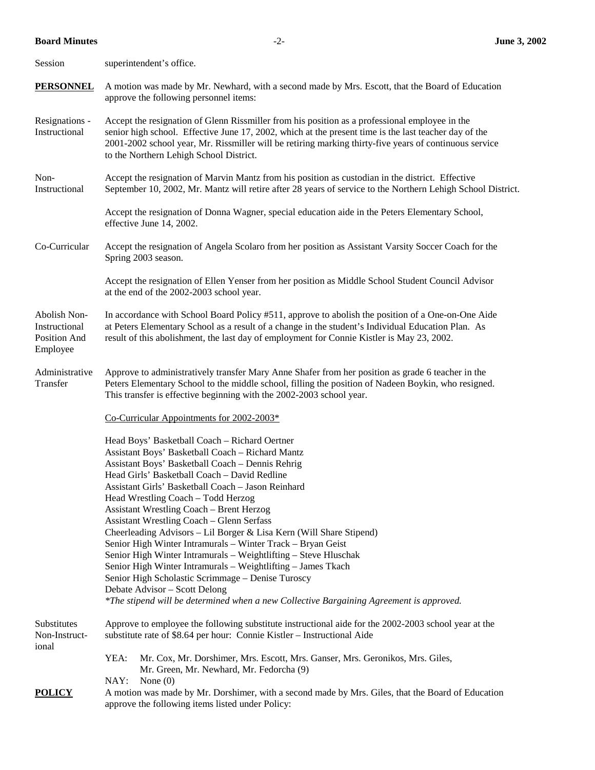Session superintendent's office.

**PERSONNEL** A motion was made by Mr. Newhard, with a second made by Mrs. Escott, that the Board of Education approve the following personnel items:

Resignations - Instructional

Accept the resignation of Glenn Rissmiller from his position as a professional employee in the senior high school. Effective June 17, 2002, which at the present time is the last teacher day of the 2001-2002 school year, Mr. Rissmiller will be retiring marking thirty-five years of continuous service to the Northern Lehigh School District.

Non-Instructional

Accept the resignation of Marvin Mantz from his position as custodian in the district. Effective September 10, 2002, Mr. Mantz will retire after 28 years of service to the Northern Lehigh School District.

Accept the resignation of Donna Wagner, special education aide in the Peters Elementary School, effective June 14, 2002.

Co-Curricular

Accept the resignation of Angela Scolaro from her position as Assistant Varsity Soccer Coach for the Spring 2003 season.

Accept the resignation of Ellen Yenser from her position as Middle School Student Council Advisor at the end of the 2002-2003 school year.

Abolish Non-Instructional Position And Employee

In accordance with School Board Policy #511, approve to abolish the position of a One-on-One Aide at Peters Elementary School as a result of a change in the student's Individual Education Plan. As result of this abolishment, the last day of employment for Connie Kistler is May 23, 2002.

Administrative Transfer

Approve to administratively transfer Mary Anne Shafer from her position as grade 6 teacher in the Peters Elementary School to the middle school, filling the position of Nadeen Boykin, who resigned. This transfer is effective beginning with the 2002-2003 school year.

Co-Curricular Appointments for 2002-2003*

Head Boys' Basketball Coach – Richard Oertner
Assistant Boys' Basketball Coach – Richard Mantz
Assistant Boys' Basketball Coach – Dennis Rehrig
Head Girls' Basketball Coach – David Redline
Assistant Girls' Basketball Coach – Jason Reinhard
Head Wrestling Coach – Todd Herzog
Assistant Wrestling Coach – Brent Herzog
Assistant Wrestling Coach – Glenn Serfass
Cheerleading Advisors – Lil Borger & Lisa Kern (Will Share Stipend)
Senior High Winter Intramurals – Winter Track – Bryan Geist
Senior High Winter Intramurals – Weightlifting – Steve Hluschak
Senior High Winter Intramurals – Weightlifting – James Tkach
Senior High Scholastic Scrimmage – Denise Turoscy
Debate Advisor – Scott Delong
*\*The stipend will be determined when a new Collective Bargaining Agreement is approved.*

Substitutes Non-Instructional

Approve to employee the following substitute instructional aide for the 2002-2003 school year at the substitute rate of $8.64 per hour: Connie Kistler – Instructional Aide

YEA: Mr. Cox, Mr. Dorshimer, Mrs. Escott, Mrs. Ganser, Mrs. Geronikos, Mrs. Giles, Mr. Green, Mr. Newhard, Mr. Fedorcha (9)
NAY: None (0)

**POLICY** A motion was made by Mr. Dorshimer, with a second made by Mrs. Giles, that the Board of Education approve the following items listed under Policy: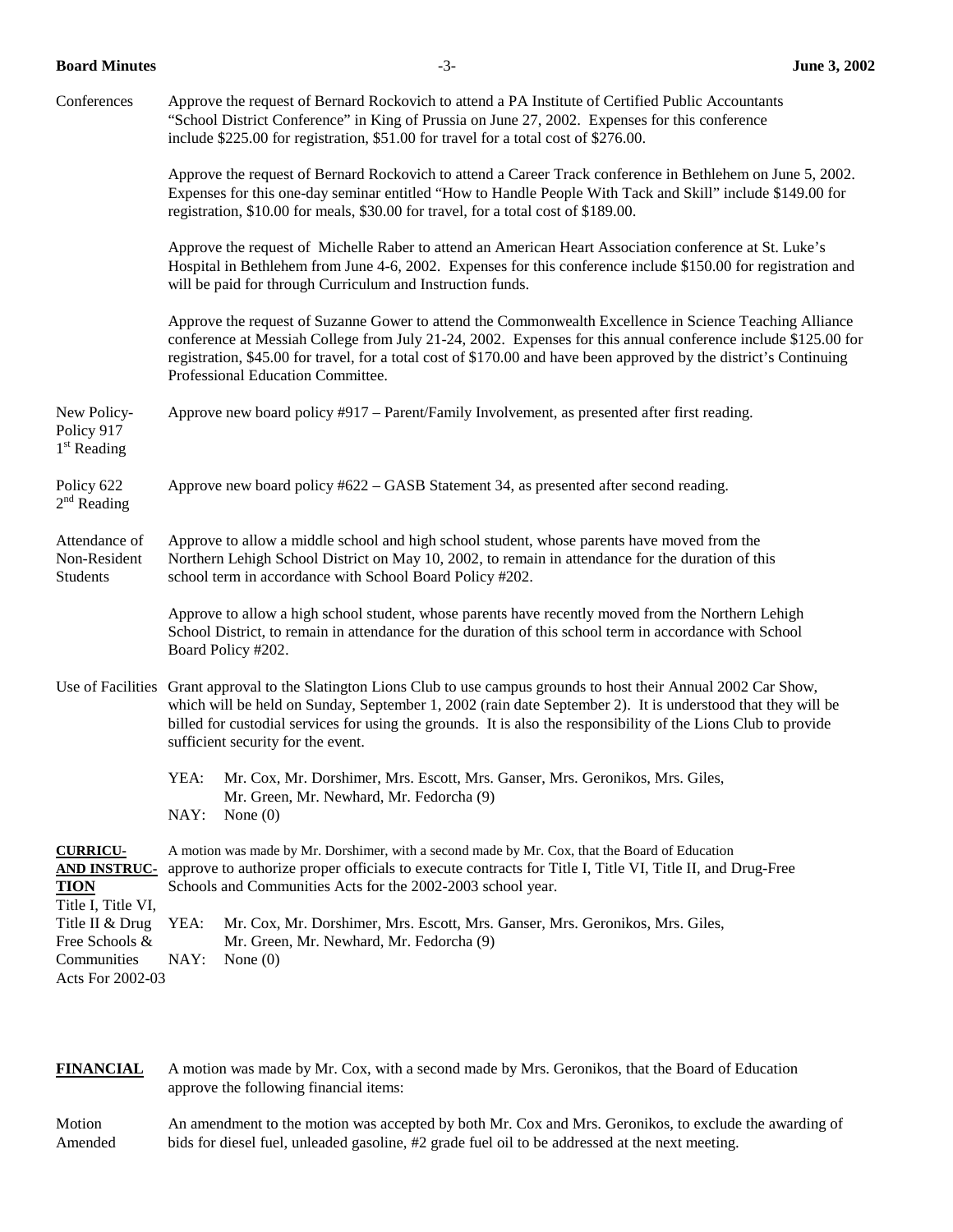Conferences

Approve the request of Bernard Rockovich to attend a PA Institute of Certified Public Accountants "School District Conference" in King of Prussia on June 27, 2002. Expenses for this conference include $225.00 for registration, $51.00 for travel for a total cost of $276.00.

Approve the request of Bernard Rockovich to attend a Career Track conference in Bethlehem on June 5, 2002. Expenses for this one-day seminar entitled "How to Handle People With Tack and Skill" include $149.00 for registration, $10.00 for meals, $30.00 for travel, for a total cost of $189.00.

Approve the request of Michelle Raber to attend an American Heart Association conference at St. Luke's Hospital in Bethlehem from June 4-6, 2002. Expenses for this conference include $150.00 for registration and will be paid for through Curriculum and Instruction funds.

Approve the request of Suzanne Gower to attend the Commonwealth Excellence in Science Teaching Alliance conference at Messiah College from July 21-24, 2002. Expenses for this annual conference include $125.00 for registration, $45.00 for travel, for a total cost of $170.00 and have been approved by the district's Continuing Professional Education Committee.

New Policy-Policy 917 1st Reading

Approve new board policy #917 – Parent/Family Involvement, as presented after first reading.

Policy 622 2nd Reading

Approve new board policy #622 – GASB Statement 34, as presented after second reading.

Attendance of Non-Resident Students

Approve to allow a middle school and high school student, whose parents have moved from the Northern Lehigh School District on May 10, 2002, to remain in attendance for the duration of this school term in accordance with School Board Policy #202.

Approve to allow a high school student, whose parents have recently moved from the Northern Lehigh School District, to remain in attendance for the duration of this school term in accordance with School Board Policy #202.

Use of Facilities

Grant approval to the Slatington Lions Club to use campus grounds to host their Annual 2002 Car Show, which will be held on Sunday, September 1, 2002 (rain date September 2). It is understood that they will be billed for custodial services for using the grounds. It is also the responsibility of the Lions Club to provide sufficient security for the event.

YEA: Mr. Cox, Mr. Dorshimer, Mrs. Escott, Mrs. Ganser, Mrs. Geronikos, Mrs. Giles, Mr. Green, Mr. Newhard, Mr. Fedorcha (9)
NAY: None (0)

**CURRICU-AND INSTRUC-TION**

Title I, Title VI, Title II & Drug Free Schools & Communities Acts For 2002-03

A motion was made by Mr. Dorshimer, with a second made by Mr. Cox, that the Board of Education approve to authorize proper officials to execute contracts for Title I, Title VI, Title II, and Drug-Free Schools and Communities Acts for the 2002-2003 school year.

YEA: Mr. Cox, Mr. Dorshimer, Mrs. Escott, Mrs. Ganser, Mrs. Geronikos, Mrs. Giles, Mr. Green, Mr. Newhard, Mr. Fedorcha (9)
NAY: None (0)

**FINANCIAL**

A motion was made by Mr. Cox, with a second made by Mrs. Geronikos, that the Board of Education approve the following financial items:

Motion Amended

An amendment to the motion was accepted by both Mr. Cox and Mrs. Geronikos, to exclude the awarding of bids for diesel fuel, unleaded gasoline, #2 grade fuel oil to be addressed at the next meeting.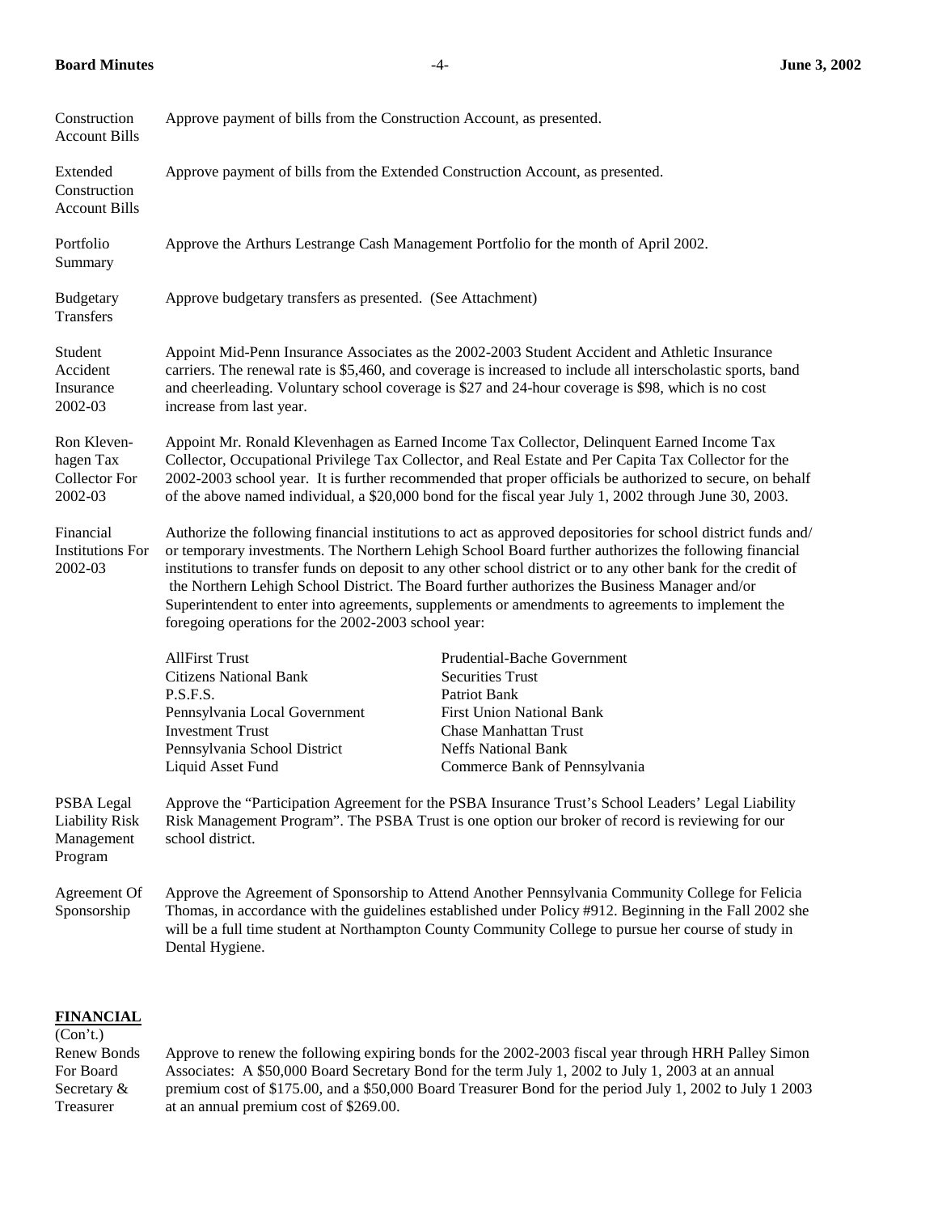**Construction Account Bills** — Approve payment of bills from the Construction Account, as presented.

**Extended Construction Account Bills** — Approve payment of bills from the Extended Construction Account, as presented.

**Portfolio Summary** — Approve the Arthurs Lestrange Cash Management Portfolio for the month of April 2002.

**Budgetary Transfers** — Approve budgetary transfers as presented. (See Attachment)

**Student Accident Insurance 2002-03** — Appoint Mid-Penn Insurance Associates as the 2002-2003 Student Accident and Athletic Insurance carriers. The renewal rate is $5,460, and coverage is increased to include all interscholastic sports, band and cheerleading. Voluntary school coverage is $27 and 24-hour coverage is $98, which is no cost increase from last year.

**Ron Klevenhagen Tax Collector For 2002-03** — Appoint Mr. Ronald Klevenhagen as Earned Income Tax Collector, Delinquent Earned Income Tax Collector, Occupational Privilege Tax Collector, and Real Estate and Per Capita Tax Collector for the 2002-2003 school year. It is further recommended that proper officials be authorized to secure, on behalf of the above named individual, a $20,000 bond for the fiscal year July 1, 2002 through June 30, 2003.

**Financial Institutions For 2002-03** — Authorize the following financial institutions to act as approved depositories for school district funds and/or temporary investments. The Northern Lehigh School Board further authorizes the following financial institutions to transfer funds on deposit to any other school district or to any other bank for the credit of the Northern Lehigh School District. The Board further authorizes the Business Manager and/or Superintendent to enter into agreements, supplements or amendments to agreements to implement the foregoing operations for the 2002-2003 school year:

- AllFirst Trust
- Citizens National Bank
- P.S.F.S.
- Pennsylvania Local Government Investment Trust
- Pennsylvania School District Liquid Asset Fund
- Prudential-Bache Government Securities Trust
- Patriot Bank
- First Union National Bank
- Chase Manhattan Trust
- Neffs National Bank
- Commerce Bank of Pennsylvania

**PSBA Legal Liability Risk Management Program** — Approve the "Participation Agreement for the PSBA Insurance Trust's School Leaders' Legal Liability Risk Management Program". The PSBA Trust is one option our broker of record is reviewing for our school district.

**Agreement Of Sponsorship** — Approve the Agreement of Sponsorship to Attend Another Pennsylvania Community College for Felicia Thomas, in accordance with the guidelines established under Policy #912. Beginning in the Fall 2002 she will be a full time student at Northampton County Community College to pursue her course of study in Dental Hygiene.

## FINANCIAL (Con't.)

**Renew Bonds For Board Secretary & Treasurer** — Approve to renew the following expiring bonds for the 2002-2003 fiscal year through HRH Palley Simon Associates: A $50,000 Board Secretary Bond for the term July 1, 2002 to July 1, 2003 at an annual premium cost of $175.00, and a $50,000 Board Treasurer Bond for the period July 1, 2002 to July 1 2003 at an annual premium cost of $269.00.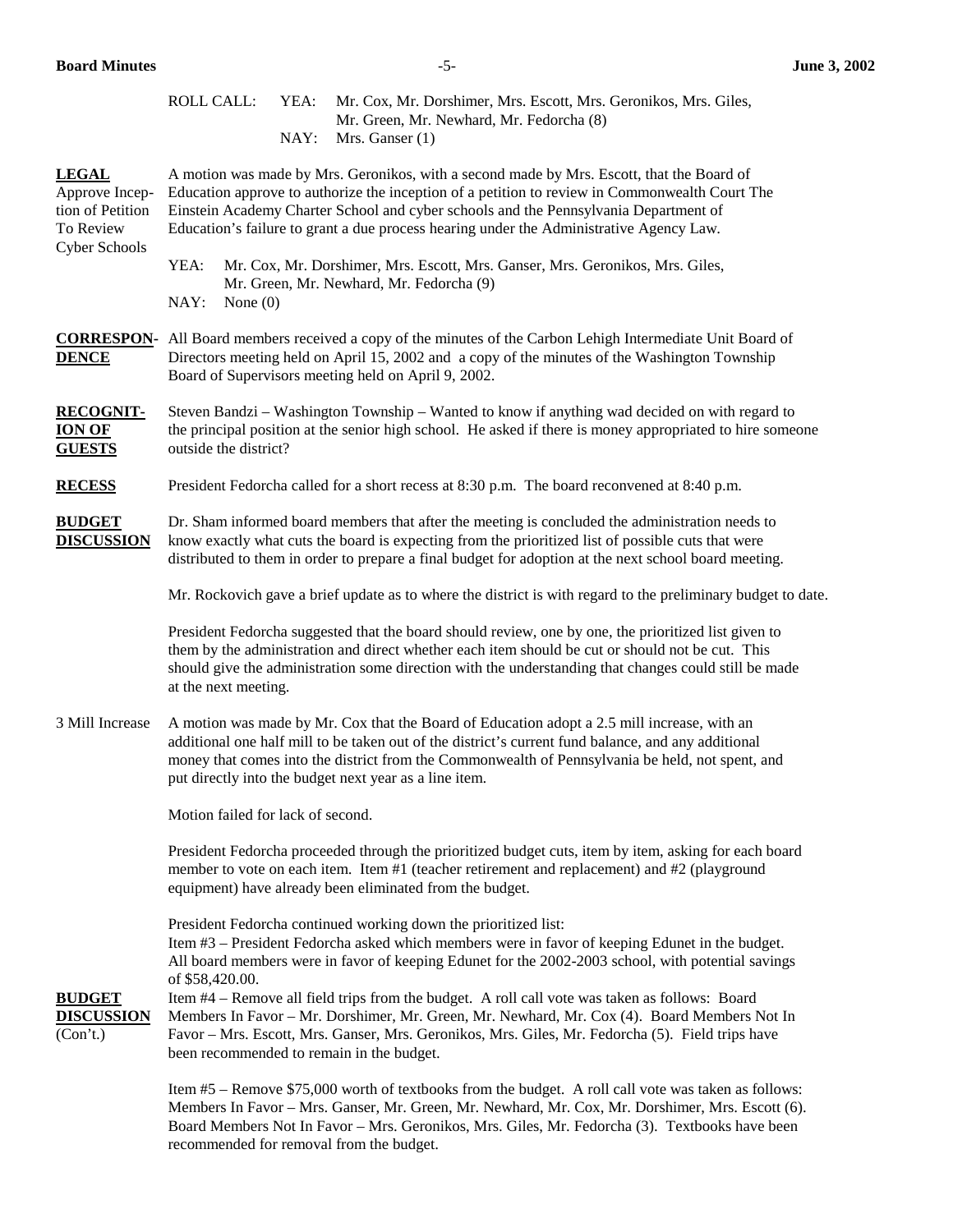ROLL CALL: YEA: Mr. Cox, Mr. Dorshimer, Mrs. Escott, Mrs. Geronikos, Mrs. Giles, Mr. Green, Mr. Newhard, Mr. Fedorcha (8)
NAY: Mrs. Ganser (1)

**LEGAL**
Approve Inception of Petition To Review Cyber Schools

A motion was made by Mrs. Geronikos, with a second made by Mrs. Escott, that the Board of Education approve to authorize the inception of a petition to review in Commonwealth Court The Einstein Academy Charter School and cyber schools and the Pennsylvania Department of Education's failure to grant a due process hearing under the Administrative Agency Law.

YEA: Mr. Cox, Mr. Dorshimer, Mrs. Escott, Mrs. Ganser, Mrs. Geronikos, Mrs. Giles, Mr. Green, Mr. Newhard, Mr. Fedorcha (9)
NAY: None (0)

**CORRESPONDENCE**

All Board members received a copy of the minutes of the Carbon Lehigh Intermediate Unit Board of Directors meeting held on April 15, 2002 and a copy of the minutes of the Washington Township Board of Supervisors meeting held on April 9, 2002.

**RECOGNITION OF GUESTS**

Steven Bandzi – Washington Township – Wanted to know if anything wad decided on with regard to the principal position at the senior high school. He asked if there is money appropriated to hire someone outside the district?

**RECESS**

President Fedorcha called for a short recess at 8:30 p.m. The board reconvened at 8:40 p.m.

**BUDGET DISCUSSION**

Dr. Sham informed board members that after the meeting is concluded the administration needs to know exactly what cuts the board is expecting from the prioritized list of possible cuts that were distributed to them in order to prepare a final budget for adoption at the next school board meeting.

Mr. Rockovich gave a brief update as to where the district is with regard to the preliminary budget to date.

President Fedorcha suggested that the board should review, one by one, the prioritized list given to them by the administration and direct whether each item should be cut or should not be cut. This should give the administration some direction with the understanding that changes could still be made at the next meeting.

3 Mill Increase

A motion was made by Mr. Cox that the Board of Education adopt a 2.5 mill increase, with an additional one half mill to be taken out of the district's current fund balance, and any additional money that comes into the district from the Commonwealth of Pennsylvania be held, not spent, and put directly into the budget next year as a line item.

Motion failed for lack of second.

President Fedorcha proceeded through the prioritized budget cuts, item by item, asking for each board member to vote on each item. Item #1 (teacher retirement and replacement) and #2 (playground equipment) have already been eliminated from the budget.

**BUDGET DISCUSSION** (Con't.)

President Fedorcha continued working down the prioritized list:
Item #3 – President Fedorcha asked which members were in favor of keeping Edunet in the budget. All board members were in favor of keeping Edunet for the 2002-2003 school, with potential savings of $58,420.00.
Item #4 – Remove all field trips from the budget. A roll call vote was taken as follows: Board Members In Favor – Mr. Dorshimer, Mr. Green, Mr. Newhard, Mr. Cox (4). Board Members Not In Favor – Mrs. Escott, Mrs. Ganser, Mrs. Geronikos, Mrs. Giles, Mr. Fedorcha (5). Field trips have been recommended to remain in the budget.

Item #5 – Remove $75,000 worth of textbooks from the budget. A roll call vote was taken as follows: Members In Favor – Mrs. Ganser, Mr. Green, Mr. Newhard, Mr. Cox, Mr. Dorshimer, Mrs. Escott (6). Board Members Not In Favor – Mrs. Geronikos, Mrs. Giles, Mr. Fedorcha (3). Textbooks have been recommended for removal from the budget.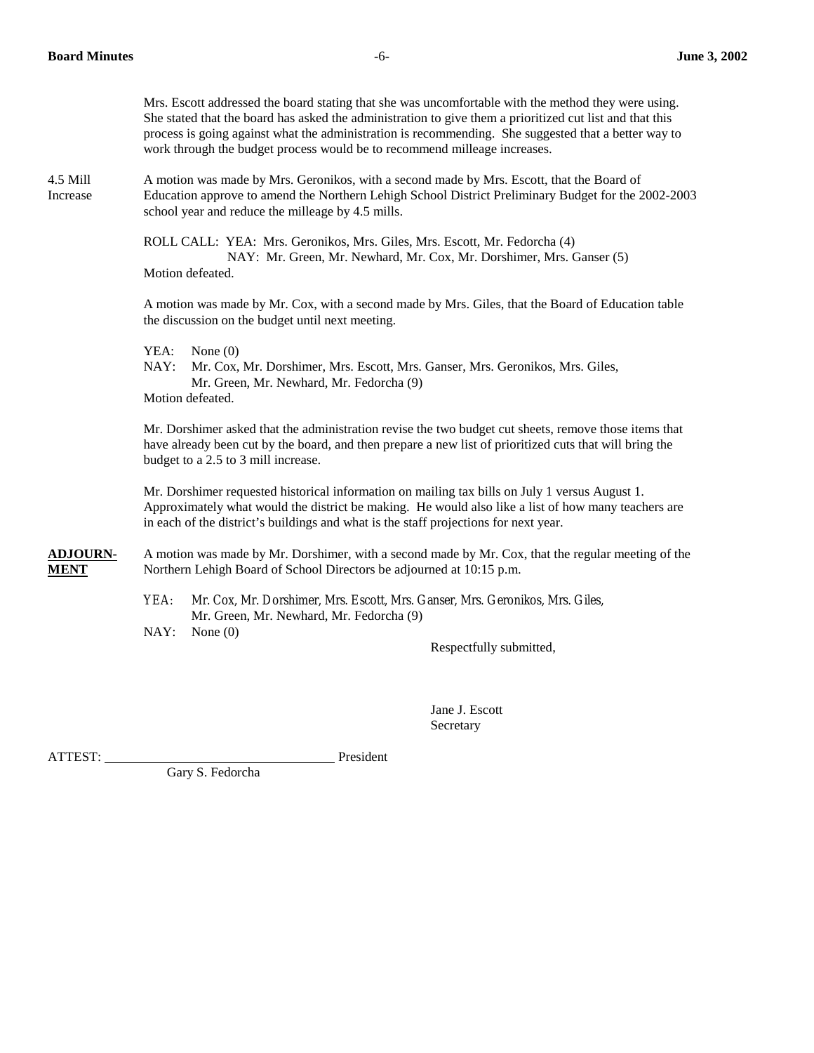Mrs. Escott addressed the board stating that she was uncomfortable with the method they were using. She stated that the board has asked the administration to give them a prioritized cut list and that this process is going against what the administration is recommending. She suggested that a better way to work through the budget process would be to recommend milleage increases.

4.5 Mill Increase

A motion was made by Mrs. Geronikos, with a second made by Mrs. Escott, that the Board of Education approve to amend the Northern Lehigh School District Preliminary Budget for the 2002-2003 school year and reduce the milleage by 4.5 mills.

ROLL CALL: YEA: Mrs. Geronikos, Mrs. Giles, Mrs. Escott, Mr. Fedorcha (4)
NAY: Mr. Green, Mr. Newhard, Mr. Cox, Mr. Dorshimer, Mrs. Ganser (5)
Motion defeated.

A motion was made by Mr. Cox, with a second made by Mrs. Giles, that the Board of Education table the discussion on the budget until next meeting.

YEA: None (0)
NAY: Mr. Cox, Mr. Dorshimer, Mrs. Escott, Mrs. Ganser, Mrs. Geronikos, Mrs. Giles, Mr. Green, Mr. Newhard, Mr. Fedorcha (9)
Motion defeated.

Mr. Dorshimer asked that the administration revise the two budget cut sheets, remove those items that have already been cut by the board, and then prepare a new list of prioritized cuts that will bring the budget to a 2.5 to 3 mill increase.

Mr. Dorshimer requested historical information on mailing tax bills on July 1 versus August 1. Approximately what would the district be making. He would also like a list of how many teachers are in each of the district's buildings and what is the staff projections for next year.

**ADJOURNMENT**

A motion was made by Mr. Dorshimer, with a second made by Mr. Cox, that the regular meeting of the Northern Lehigh Board of School Directors be adjourned at 10:15 p.m.

YEA: Mr. Cox, Mr. Dorshimer, Mrs. Escott, Mrs. Ganser, Mrs. Geronikos, Mrs. Giles, Mr. Green, Mr. Newhard, Mr. Fedorcha (9)
NAY: None (0)

Respectfully submitted,

Jane J. Escott
Secretary

ATTEST: ______________________ President
Gary S. Fedorcha